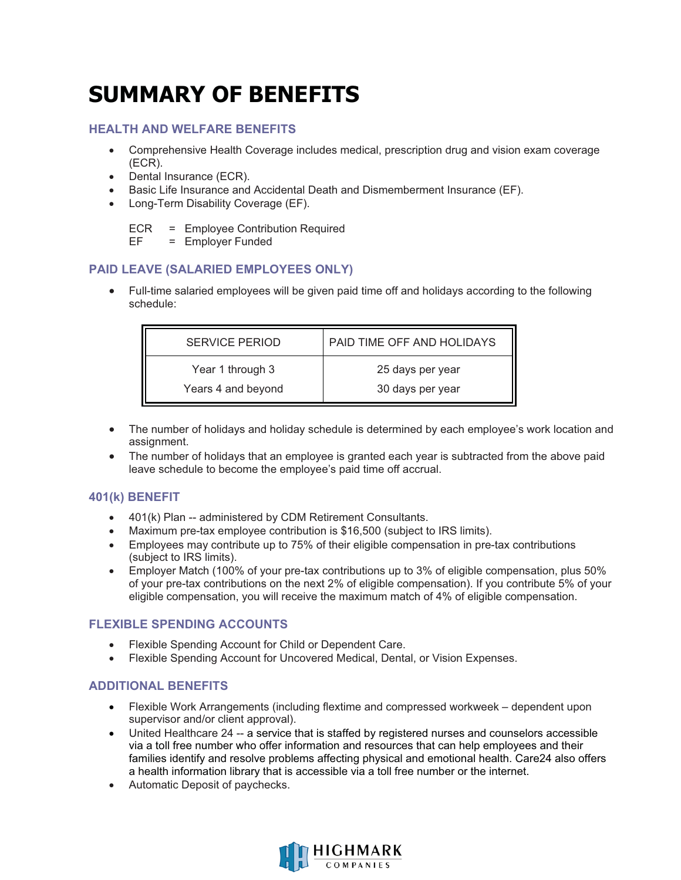# SUMMARY OF BENEFITS

## HEALTH AND WELFARE BENEFITS

- Comprehensive Health Coverage includes medical, prescription drug and vision exam coverage (ECR).
- Dental Insurance (ECR).
- Basic Life Insurance and Accidental Death and Dismemberment Insurance (EF).
- Long-Term Disability Coverage (EF).

ECR = Employee Contribution Required
EF = Employer Funded

## PAID LEAVE (SALARIED EMPLOYEES ONLY)

- Full-time salaried employees will be given paid time off and holidays according to the following schedule:

| SERVICE PERIOD | PAID TIME OFF AND HOLIDAYS |
| --- | --- |
| Year 1 through 3 | 25 days per year |
| Years 4 and beyond | 30 days per year |

- The number of holidays and holiday schedule is determined by each employee's work location and assignment.
- The number of holidays that an employee is granted each year is subtracted from the above paid leave schedule to become the employee's paid time off accrual.

## 401(k) BENEFIT

- 401(k) Plan -- administered by CDM Retirement Consultants.
- Maximum pre-tax employee contribution is $16,500 (subject to IRS limits).
- Employees may contribute up to 75% of their eligible compensation in pre-tax contributions (subject to IRS limits).
- Employer Match (100% of your pre-tax contributions up to 3% of eligible compensation, plus 50% of your pre-tax contributions on the next 2% of eligible compensation). If you contribute 5% of your eligible compensation, you will receive the maximum match of 4% of eligible compensation.

## FLEXIBLE SPENDING ACCOUNTS

- Flexible Spending Account for Child or Dependent Care.
- Flexible Spending Account for Uncovered Medical, Dental, or Vision Expenses.

## ADDITIONAL BENEFITS

- Flexible Work Arrangements (including flextime and compressed workweek – dependent upon supervisor and/or client approval).
- United Healthcare 24 -- a service that is staffed by registered nurses and counselors accessible via a toll free number who offer information and resources that can help employees and their families identify and resolve problems affecting physical and emotional health. Care24 also offers a health information library that is accessible via a toll free number or the internet.
- Automatic Deposit of paychecks.

HIGHMARK COMPANIES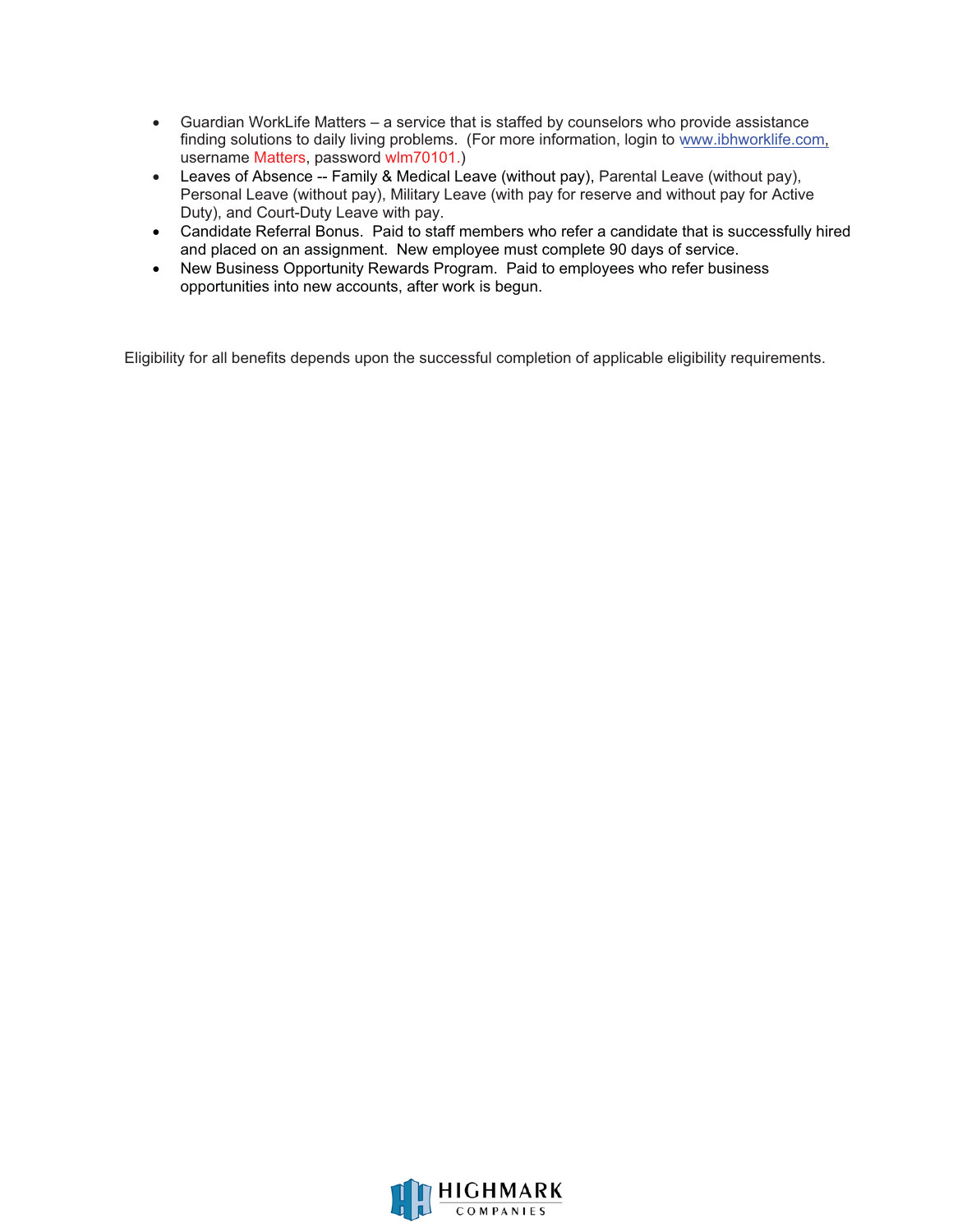- Guardian WorkLife Matters – a service that is staffed by counselors who provide assistance finding solutions to daily living problems. (For more information, login to www.ibhworklife.com, username Matters, password wlm70101.)
- Leaves of Absence -- Family & Medical Leave (without pay), Parental Leave (without pay), Personal Leave (without pay), Military Leave (with pay for reserve and without pay for Active Duty), and Court-Duty Leave with pay.
- Candidate Referral Bonus. Paid to staff members who refer a candidate that is successfully hired and placed on an assignment. New employee must complete 90 days of service.
- New Business Opportunity Rewards Program. Paid to employees who refer business opportunities into new accounts, after work is begun.

Eligibility for all benefits depends upon the successful completion of applicable eligibility requirements.